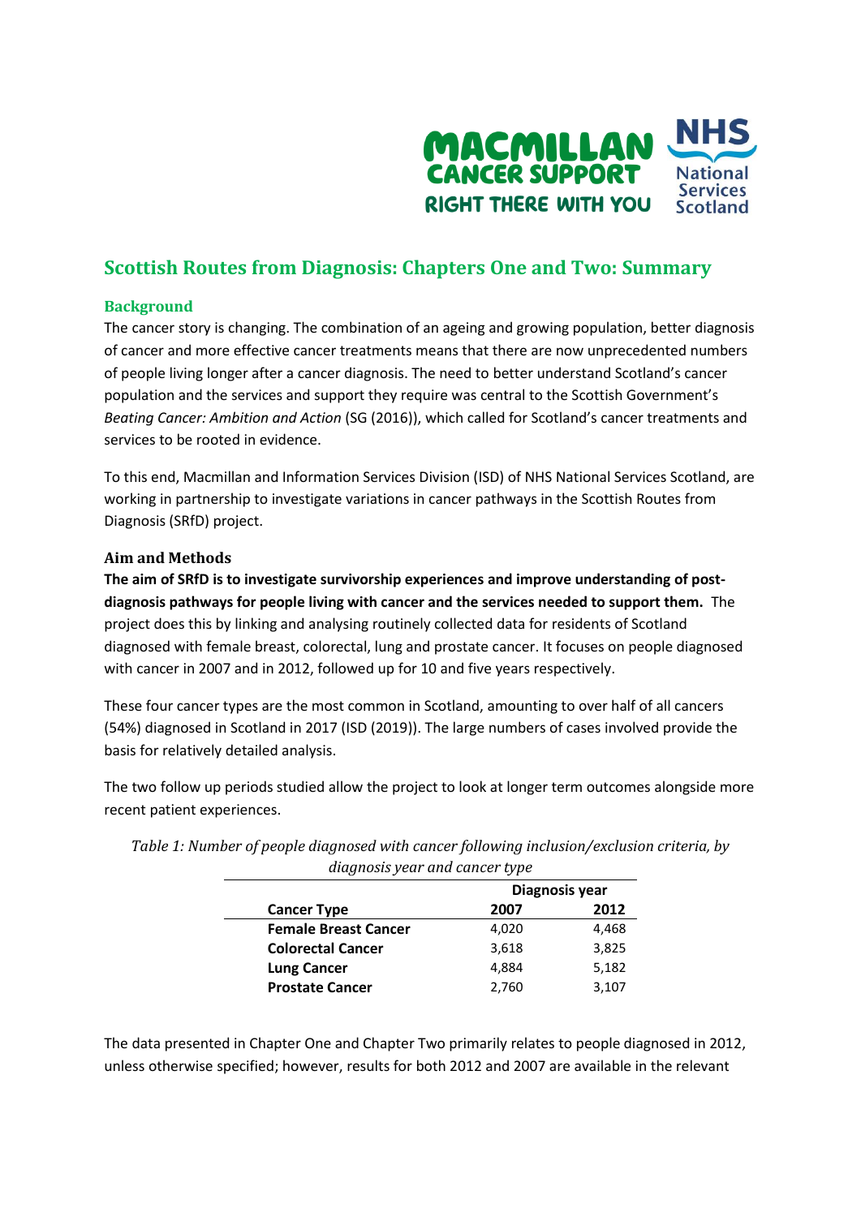# Scottish Routes from Diagnosis: Chapters One and Two: Summary

## Background

The cancer story is changing. The combination of an ageing and growing population, better diagnosis of cancer and more effective cancer treatments means that there are now unprecedented numbers of people living longer after a cancer diagnosis. The need to better understand Scotland's cancer population and the services and support they require was central to the Scottish Government's *Beating Cancer: Ambition and Action* (SG (2016)), which called for Scotland's cancer treatments and services to be rooted in evidence.

To this end, Macmillan and Information Services Division (ISD) of NHS National Services Scotland, are working in partnership to investigate variations in cancer pathways in the Scottish Routes from Diagnosis (SRfD) project.

## Aim and Methods

**The aim of SRfD is to investigate survivorship experiences and improve understanding of post-diagnosis pathways for people living with cancer and the services needed to support them.** The project does this by linking and analysing routinely collected data for residents of Scotland diagnosed with female breast, colorectal, lung and prostate cancer. It focuses on people diagnosed with cancer in 2007 and in 2012, followed up for 10 and five years respectively.

These four cancer types are the most common in Scotland, amounting to over half of all cancers (54%) diagnosed in Scotland in 2017 (ISD (2019)). The large numbers of cases involved provide the basis for relatively detailed analysis.

The two follow up periods studied allow the project to look at longer term outcomes alongside more recent patient experiences.

*Table 1: Number of people diagnosed with cancer following inclusion/exclusion criteria, by diagnosis year and cancer type*

| | Diagnosis year | |
|---|---|---|
| **Cancer Type** | **2007** | **2012** |
| **Female Breast Cancer** | 4,020 | 4,468 |
| **Colorectal Cancer** | 3,618 | 3,825 |
| **Lung Cancer** | 4,884 | 5,182 |
| **Prostate Cancer** | 2,760 | 3,107 |

The data presented in Chapter One and Chapter Two primarily relates to people diagnosed in 2012, unless otherwise specified; however, results for both 2012 and 2007 are available in the relevant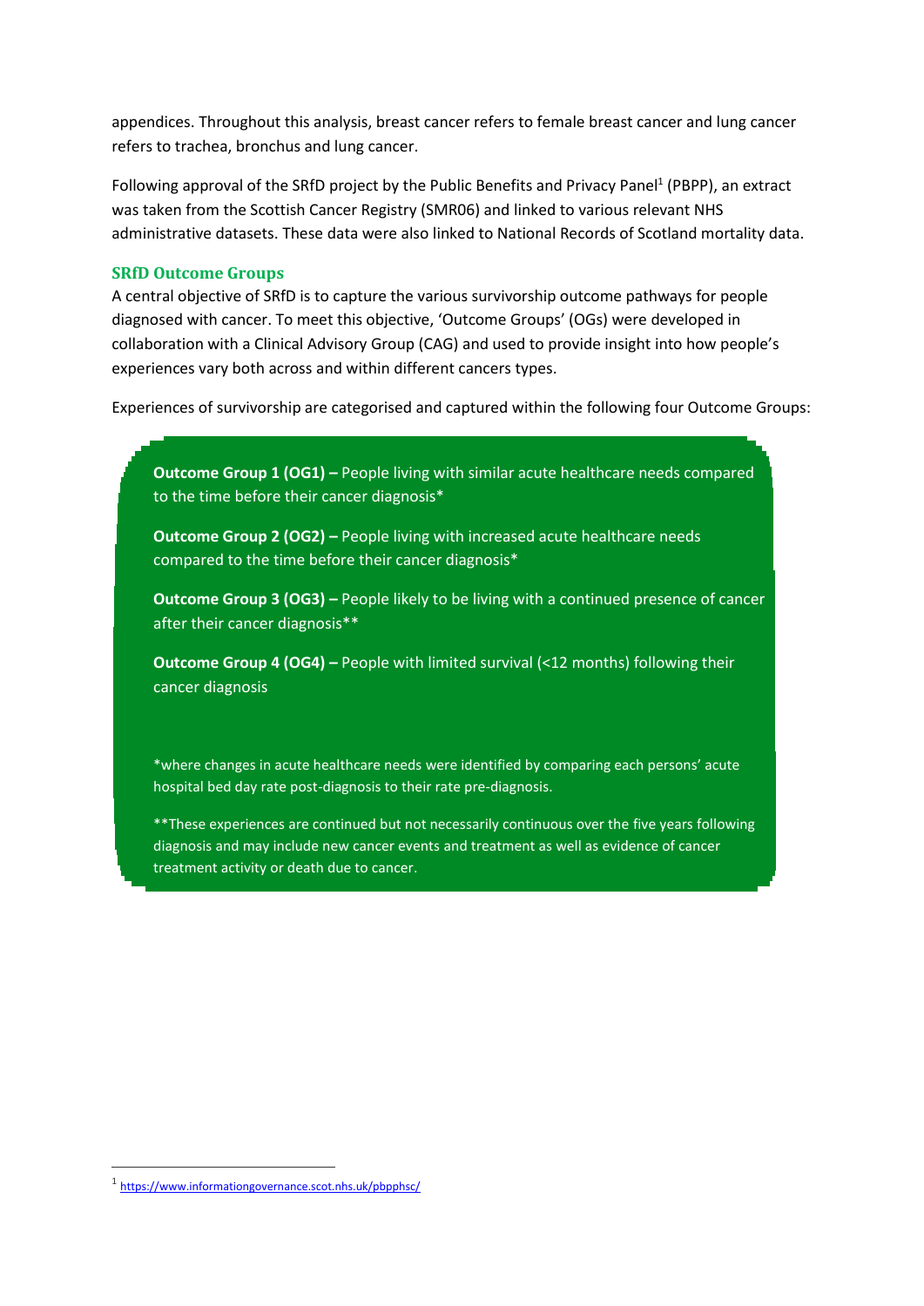appendices. Throughout this analysis, breast cancer refers to female breast cancer and lung cancer refers to trachea, bronchus and lung cancer.

Following approval of the SRfD project by the Public Benefits and Privacy Panel[1] (PBPP), an extract was taken from the Scottish Cancer Registry (SMR06) and linked to various relevant NHS administrative datasets. These data were also linked to National Records of Scotland mortality data.

### SRfD Outcome Groups

A central objective of SRfD is to capture the various survivorship outcome pathways for people diagnosed with cancer. To meet this objective, 'Outcome Groups' (OGs) were developed in collaboration with a Clinical Advisory Group (CAG) and used to provide insight into how people's experiences vary both across and within different cancers types.

Experiences of survivorship are categorised and captured within the following four Outcome Groups:

**Outcome Group 1 (OG1) –** People living with similar acute healthcare needs compared to the time before their cancer diagnosis*

**Outcome Group 2 (OG2) –** People living with increased acute healthcare needs compared to the time before their cancer diagnosis*

**Outcome Group 3 (OG3) –** People likely to be living with a continued presence of cancer after their cancer diagnosis**

**Outcome Group 4 (OG4) –** People with limited survival (<12 months) following their cancer diagnosis

*where changes in acute healthcare needs were identified by comparing each persons' acute hospital bed day rate post-diagnosis to their rate pre-diagnosis.

**These experiences are continued but not necessarily continuous over the five years following diagnosis and may include new cancer events and treatment as well as evidence of cancer treatment activity or death due to cancer.

[1] https://www.informationgovernance.scot.nhs.uk/pbpphsc/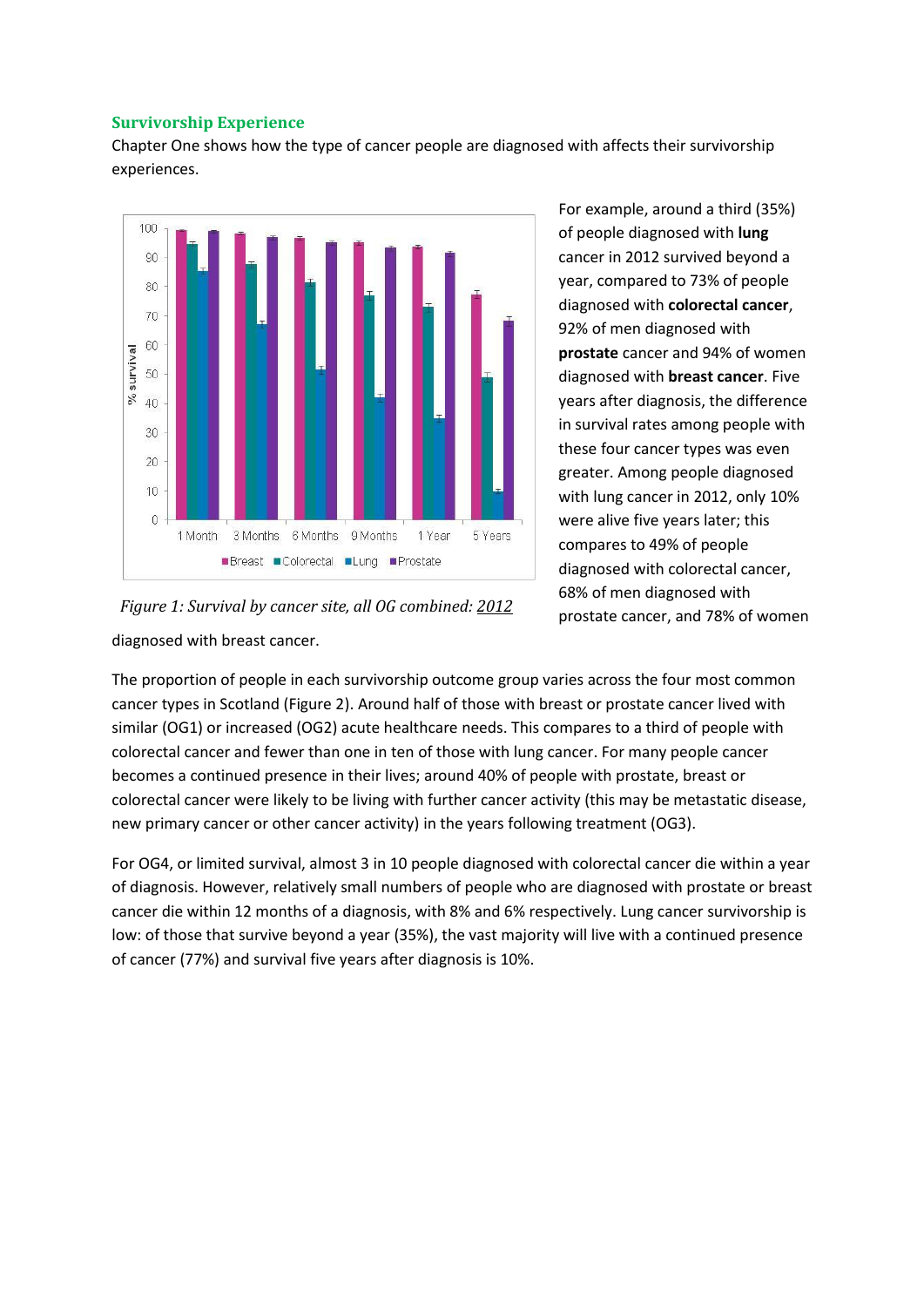## Survivorship Experience

Chapter One shows how the type of cancer people are diagnosed with affects their survivorship experiences.

For example, around a third (35%) of people diagnosed with **lung** cancer in 2012 survived beyond a year, compared to 73% of people diagnosed with **colorectal cancer**, 92% of men diagnosed with **prostate** cancer and 94% of women diagnosed with **breast cancer**. Five years after diagnosis, the difference in survival rates among people with these four cancer types was even greater. Among people diagnosed with lung cancer in 2012, only 10% were alive five years later; this compares to 49% of people diagnosed with colorectal cancer, 68% of men diagnosed with prostate cancer, and 78% of women diagnosed with breast cancer.

*Figure 1: Survival by cancer site, all OG combined: 2012*

The proportion of people in each survivorship outcome group varies across the four most common cancer types in Scotland (Figure 2). Around half of those with breast or prostate cancer lived with similar (OG1) or increased (OG2) acute healthcare needs. This compares to a third of people with colorectal cancer and fewer than one in ten of those with lung cancer. For many people cancer becomes a continued presence in their lives; around 40% of people with prostate, breast or colorectal cancer were likely to be living with further cancer activity (this may be metastatic disease, new primary cancer or other cancer activity) in the years following treatment (OG3).

For OG4, or limited survival, almost 3 in 10 people diagnosed with colorectal cancer die within a year of diagnosis. However, relatively small numbers of people who are diagnosed with prostate or breast cancer die within 12 months of a diagnosis, with 8% and 6% respectively. Lung cancer survivorship is low: of those that survive beyond a year (35%), the vast majority will live with a continued presence of cancer (77%) and survival five years after diagnosis is 10%.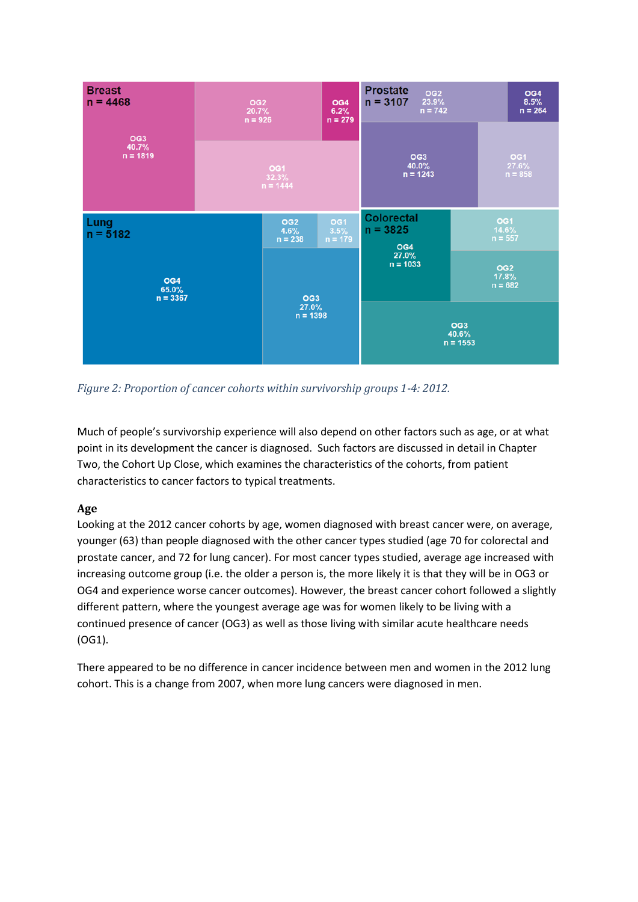Breast
n = 4468

OG3
40.7%
n = 1819

OG2
20.7%
n = 926

OG4
6.2%
n = 279

OG1
32.3%
n = 1444

Prostate
n = 3107

OG2
23.9%
n = 742

OG4
8.5%
n = 264

OG3
40.0%
n = 1243

OG1
27.6%
n = 858

Lung
n = 5182

OG4
65.0%
n = 3367

OG2
4.6%
n = 238

OG1
3.5%
n = 179

OG3
27.0%
n = 1398

Colorectal
n = 3825

OG4
27.0%
n = 1033

OG1
14.6%
n = 557

OG2
17.8%
n = 682

OG3
40.6%
n = 1553

*Figure 2: Proportion of cancer cohorts within survivorship groups 1-4: 2012.*

Much of people's survivorship experience will also depend on other factors such as age, or at what point in its development the cancer is diagnosed. Such factors are discussed in detail in Chapter Two, the Cohort Up Close, which examines the characteristics of the cohorts, from patient characteristics to cancer factors to typical treatments.

## Age

Looking at the 2012 cancer cohorts by age, women diagnosed with breast cancer were, on average, younger (63) than people diagnosed with the other cancer types studied (age 70 for colorectal and prostate cancer, and 72 for lung cancer). For most cancer types studied, average age increased with increasing outcome group (i.e. the older a person is, the more likely it is that they will be in OG3 or OG4 and experience worse cancer outcomes). However, the breast cancer cohort followed a slightly different pattern, where the youngest average age was for women likely to be living with a continued presence of cancer (OG3) as well as those living with similar acute healthcare needs (OG1).

There appeared to be no difference in cancer incidence between men and women in the 2012 lung cohort. This is a change from 2007, when more lung cancers were diagnosed in men.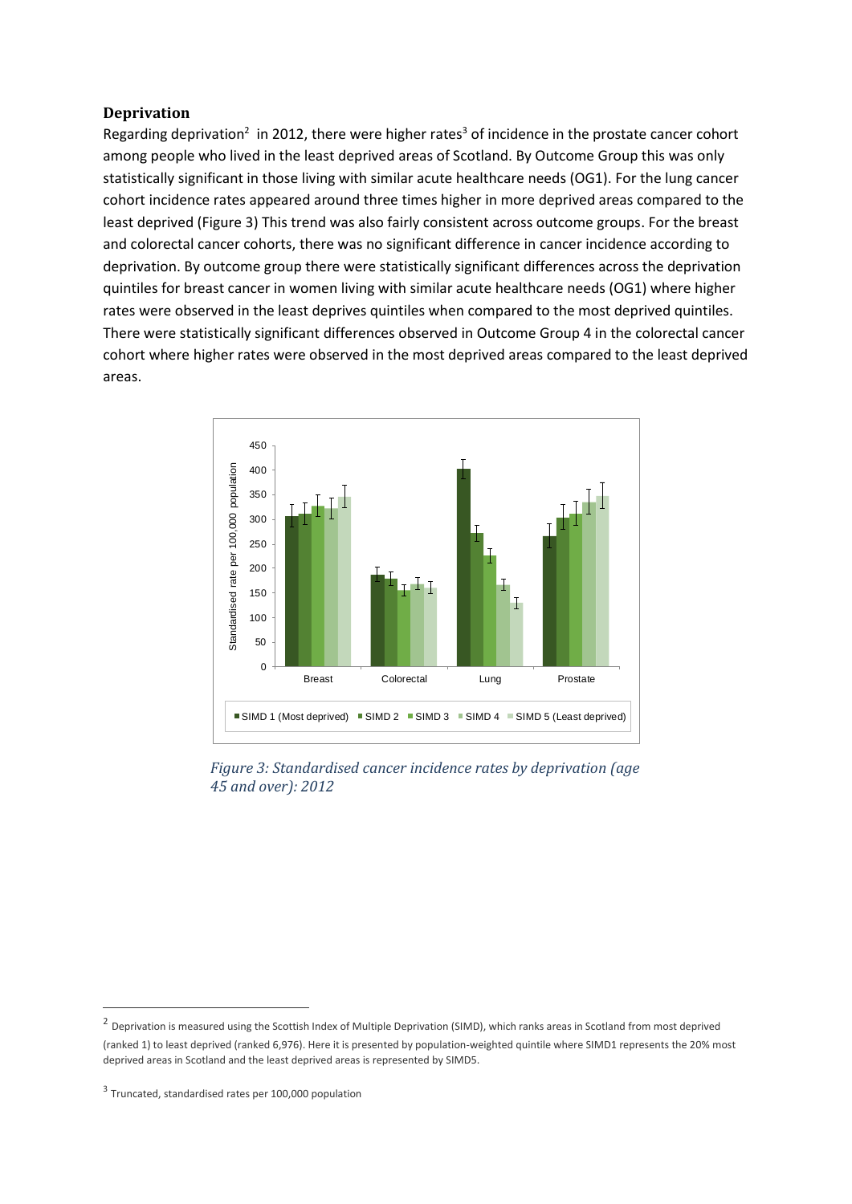## Deprivation

Regarding deprivation[2] in 2012, there were higher rates[3] of incidence in the prostate cancer cohort among people who lived in the least deprived areas of Scotland. By Outcome Group this was only statistically significant in those living with similar acute healthcare needs (OG1). For the lung cancer cohort incidence rates appeared around three times higher in more deprived areas compared to the least deprived (Figure 3) This trend was also fairly consistent across outcome groups. For the breast and colorectal cancer cohorts, there was no significant difference in cancer incidence according to deprivation. By outcome group there were statistically significant differences across the deprivation quintiles for breast cancer in women living with similar acute healthcare needs (OG1) where higher rates were observed in the least deprives quintiles when compared to the most deprived quintiles. There were statistically significant differences observed in Outcome Group 4 in the colorectal cancer cohort where higher rates were observed in the most deprived areas compared to the least deprived areas.

*Figure 3: Standardised cancer incidence rates by deprivation (age 45 and over): 2012*

---

[2] Deprivation is measured using the Scottish Index of Multiple Deprivation (SIMD), which ranks areas in Scotland from most deprived (ranked 1) to least deprived (ranked 6,976). Here it is presented by population-weighted quintile where SIMD1 represents the 20% most deprived areas in Scotland and the least deprived areas is represented by SIMD5.

[3] Truncated, standardised rates per 100,000 population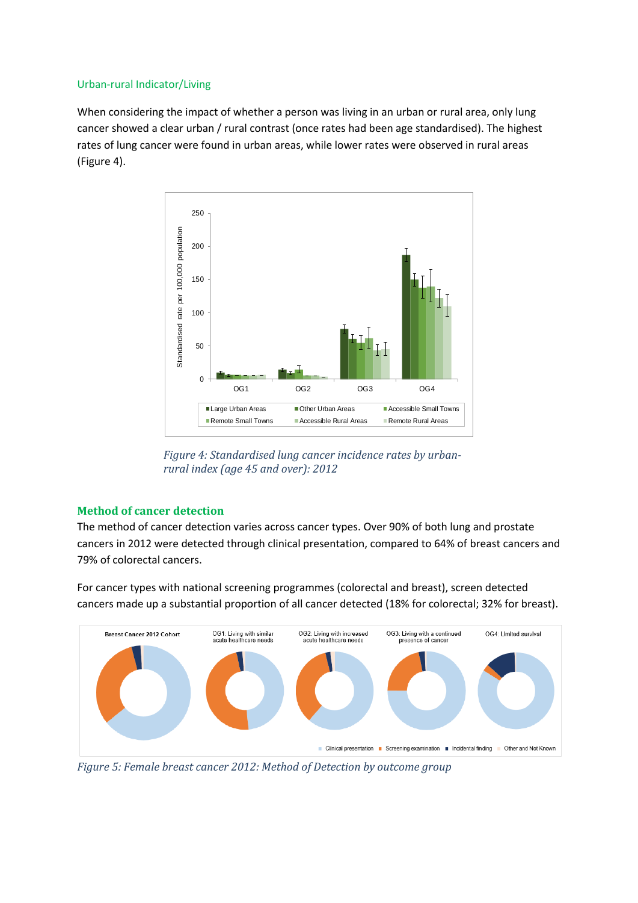Urban-rural Indicator/Living

When considering the impact of whether a person was living in an urban or rural area, only lung cancer showed a clear urban / rural contrast (once rates had been age standardised). The highest rates of lung cancer were found in urban areas, while lower rates were observed in rural areas (Figure 4).

*Figure 4: Standardised lung cancer incidence rates by urban-rural index (age 45 and over): 2012*

## Method of cancer detection

The method of cancer detection varies across cancer types. Over 90% of both lung and prostate cancers in 2012 were detected through clinical presentation, compared to 64% of breast cancers and 79% of colorectal cancers.

For cancer types with national screening programmes (colorectal and breast), screen detected cancers made up a substantial proportion of all cancer detected (18% for colorectal; 32% for breast).

*Figure 5: Female breast cancer 2012: Method of Detection by outcome group*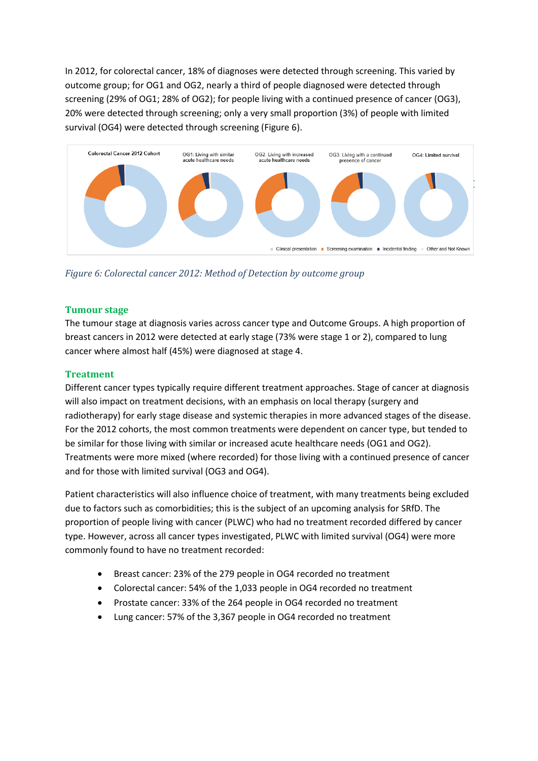In 2012, for colorectal cancer, 18% of diagnoses were detected through screening. This varied by outcome group; for OG1 and OG2, nearly a third of people diagnosed were detected through screening (29% of OG1; 28% of OG2); for people living with a continued presence of cancer (OG3), 20% were detected through screening; only a very small proportion (3%) of people with limited survival (OG4) were detected through screening (Figure 6).

*Figure 6: Colorectal cancer 2012: Method of Detection by outcome group*

### Tumour stage

The tumour stage at diagnosis varies across cancer type and Outcome Groups. A high proportion of breast cancers in 2012 were detected at early stage (73% were stage 1 or 2), compared to lung cancer where almost half (45%) were diagnosed at stage 4.

### Treatment

Different cancer types typically require different treatment approaches. Stage of cancer at diagnosis will also impact on treatment decisions, with an emphasis on local therapy (surgery and radiotherapy) for early stage disease and systemic therapies in more advanced stages of the disease. For the 2012 cohorts, the most common treatments were dependent on cancer type, but tended to be similar for those living with similar or increased acute healthcare needs (OG1 and OG2). Treatments were more mixed (where recorded) for those living with a continued presence of cancer and for those with limited survival (OG3 and OG4).

Patient characteristics will also influence choice of treatment, with many treatments being excluded due to factors such as comorbidities; this is the subject of an upcoming analysis for SRfD. The proportion of people living with cancer (PLWC) who had no treatment recorded differed by cancer type. However, across all cancer types investigated, PLWC with limited survival (OG4) were more commonly found to have no treatment recorded:

- Breast cancer: 23% of the 279 people in OG4 recorded no treatment
- Colorectal cancer: 54% of the 1,033 people in OG4 recorded no treatment
- Prostate cancer: 33% of the 264 people in OG4 recorded no treatment
- Lung cancer: 57% of the 3,367 people in OG4 recorded no treatment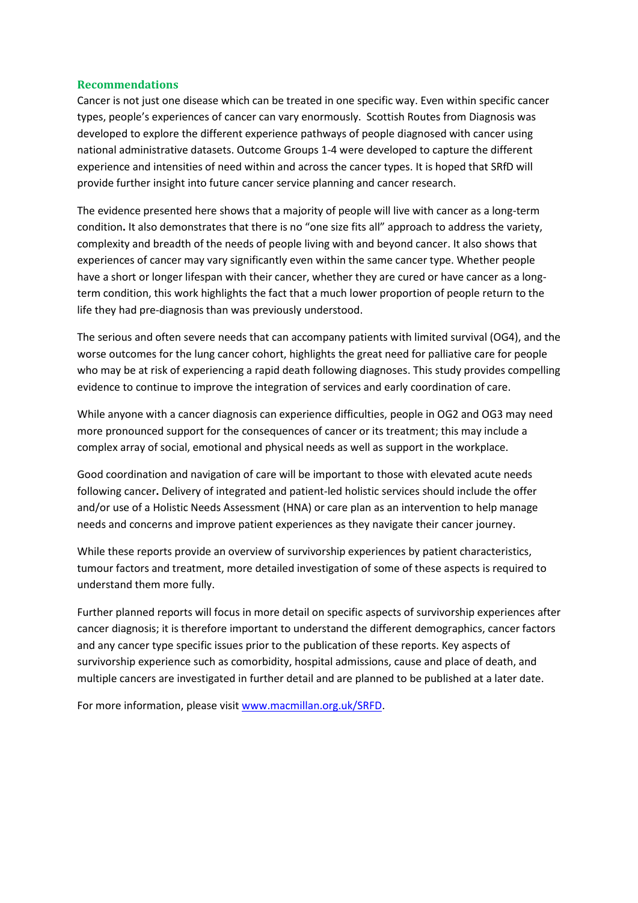## Recommendations

Cancer is not just one disease which can be treated in one specific way. Even within specific cancer types, people's experiences of cancer can vary enormously. Scottish Routes from Diagnosis was developed to explore the different experience pathways of people diagnosed with cancer using national administrative datasets. Outcome Groups 1-4 were developed to capture the different experience and intensities of need within and across the cancer types. It is hoped that SRfD will provide further insight into future cancer service planning and cancer research.

The evidence presented here shows that a majority of people will live with cancer as a long-term condition**.** It also demonstrates that there is no "one size fits all" approach to address the variety, complexity and breadth of the needs of people living with and beyond cancer. It also shows that experiences of cancer may vary significantly even within the same cancer type. Whether people have a short or longer lifespan with their cancer, whether they are cured or have cancer as a long-term condition, this work highlights the fact that a much lower proportion of people return to the life they had pre-diagnosis than was previously understood.

The serious and often severe needs that can accompany patients with limited survival (OG4), and the worse outcomes for the lung cancer cohort, highlights the great need for palliative care for people who may be at risk of experiencing a rapid death following diagnoses. This study provides compelling evidence to continue to improve the integration of services and early coordination of care.

While anyone with a cancer diagnosis can experience difficulties, people in OG2 and OG3 may need more pronounced support for the consequences of cancer or its treatment; this may include a complex array of social, emotional and physical needs as well as support in the workplace.

Good coordination and navigation of care will be important to those with elevated acute needs following cancer**.** Delivery of integrated and patient-led holistic services should include the offer and/or use of a Holistic Needs Assessment (HNA) or care plan as an intervention to help manage needs and concerns and improve patient experiences as they navigate their cancer journey.

While these reports provide an overview of survivorship experiences by patient characteristics, tumour factors and treatment, more detailed investigation of some of these aspects is required to understand them more fully.

Further planned reports will focus in more detail on specific aspects of survivorship experiences after cancer diagnosis; it is therefore important to understand the different demographics, cancer factors and any cancer type specific issues prior to the publication of these reports. Key aspects of survivorship experience such as comorbidity, hospital admissions, cause and place of death, and multiple cancers are investigated in further detail and are planned to be published at a later date.

For more information, please visit [www.macmillan.org.uk/SRFD](http://www.macmillan.org.uk/SRFD).